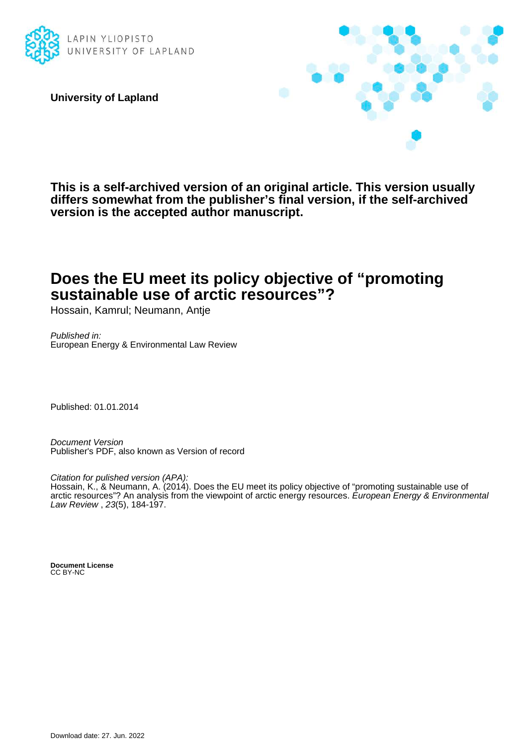LAPIN YLIOPISTO
UNIVERSITY OF LAPLAND

**University of Lapland**

**This is a self-archived version of an original article. This version usually differs somewhat from the publisher's final version, if the self-archived version is the accepted author manuscript.**

# Does the EU meet its policy objective of "promoting sustainable use of arctic resources"?

Hossain, Kamrul; Neumann, Antje

*Published in:*
European Energy & Environmental Law Review

Published: 01.01.2014

*Document Version*
Publisher's PDF, also known as Version of record

*Citation for pulished version (APA):*
Hossain, K., & Neumann, A. (2014). Does the EU meet its policy objective of "promoting sustainable use of arctic resources"? An analysis from the viewpoint of arctic energy resources. *European Energy & Environmental Law Review* , *23*(5), 184-197.

**Document License**
CC BY-NC

Download date: 27. Jun. 2022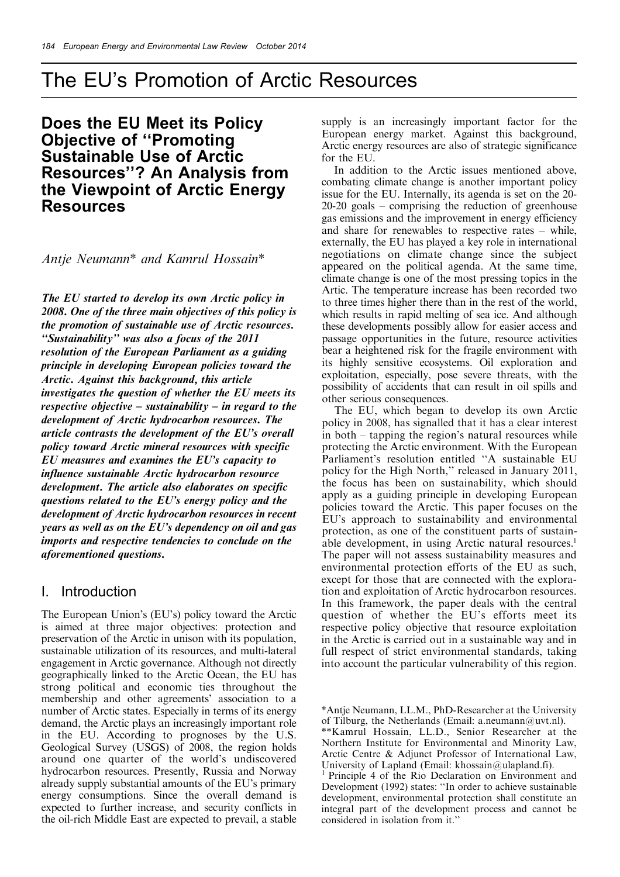# The EU's Promotion of Arctic Resources

## Does the EU Meet its Policy Objective of "Promoting Sustainable Use of Arctic Resources"? An Analysis from the Viewpoint of Arctic Energy Resources

*Antje Neumann\* and Kamrul Hossain\**

***The EU started to develop its own Arctic policy in 2008. One of the three main objectives of this policy is the promotion of sustainable use of Arctic resources. "Sustainability" was also a focus of the 2011 resolution of the European Parliament as a guiding principle in developing European policies toward the Arctic. Against this background, this article investigates the question of whether the EU meets its respective objective – sustainability – in regard to the development of Arctic hydrocarbon resources. The article contrasts the development of the EU's overall policy toward Arctic mineral resources with specific EU measures and examines the EU's capacity to influence sustainable Arctic hydrocarbon resource development. The article also elaborates on specific questions related to the EU's energy policy and the development of Arctic hydrocarbon resources in recent years as well as on the EU's dependency on oil and gas imports and respective tendencies to conclude on the aforementioned questions.***

## I. Introduction

The European Union's (EU's) policy toward the Arctic is aimed at three major objectives: protection and preservation of the Arctic in unison with its population, sustainable utilization of its resources, and multi-lateral engagement in Arctic governance. Although not directly geographically linked to the Arctic Ocean, the EU has strong political and economic ties throughout the membership and other agreements' association to a number of Arctic states. Especially in terms of its energy demand, the Arctic plays an increasingly important role in the EU. According to prognoses by the U.S. Geological Survey (USGS) of 2008, the region holds around one quarter of the world's undiscovered hydrocarbon resources. Presently, Russia and Norway already supply substantial amounts of the EU's primary energy consumptions. Since the overall demand is expected to further increase, and security conflicts in the oil-rich Middle East are expected to prevail, a stable supply is an increasingly important factor for the European energy market. Against this background, Arctic energy resources are also of strategic significance for the EU.

In addition to the Arctic issues mentioned above, combating climate change is another important policy issue for the EU. Internally, its agenda is set on the 20-20-20 goals – comprising the reduction of greenhouse gas emissions and the improvement in energy efficiency and share for renewables to respective rates – while, externally, the EU has played a key role in international negotiations on climate change since the subject appeared on the political agenda. At the same time, climate change is one of the most pressing topics in the Artic. The temperature increase has been recorded two to three times higher there than in the rest of the world, which results in rapid melting of sea ice. And although these developments possibly allow for easier access and passage opportunities in the future, resource activities bear a heightened risk for the fragile environment with its highly sensitive ecosystems. Oil exploration and exploitation, especially, pose severe threats, with the possibility of accidents that can result in oil spills and other serious consequences.

The EU, which began to develop its own Arctic policy in 2008, has signalled that it has a clear interest in both – tapping the region's natural resources while protecting the Arctic environment. With the European Parliament's resolution entitled "A sustainable EU policy for the High North," released in January 2011, the focus has been on sustainability, which should apply as a guiding principle in developing European policies toward the Arctic. This paper focuses on the EU's approach to sustainability and environmental protection, as one of the constituent parts of sustainable development, in using Arctic natural resources.[1] The paper will not assess sustainability measures and environmental protection efforts of the EU as such, except for those that are connected with the exploration and exploitation of Arctic hydrocarbon resources. In this framework, the paper deals with the central question of whether the EU's efforts meet its respective policy objective that resource exploitation in the Arctic is carried out in a sustainable way and in full respect of strict environmental standards, taking into account the particular vulnerability of this region.

\*Antje Neumann, LL.M., PhD-Researcher at the University of Tilburg, the Netherlands (Email: a.neumann@uvt.nl).

\*\*Kamrul Hossain, LL.D., Senior Researcher at the Northern Institute for Environmental and Minority Law, Arctic Centre & Adjunct Professor of International Law, University of Lapland (Email: khossain@ulapland.fi).

[1] Principle 4 of the Rio Declaration on Environment and Development (1992) states: "In order to achieve sustainable development, environmental protection shall constitute an integral part of the development process and cannot be considered in isolation from it."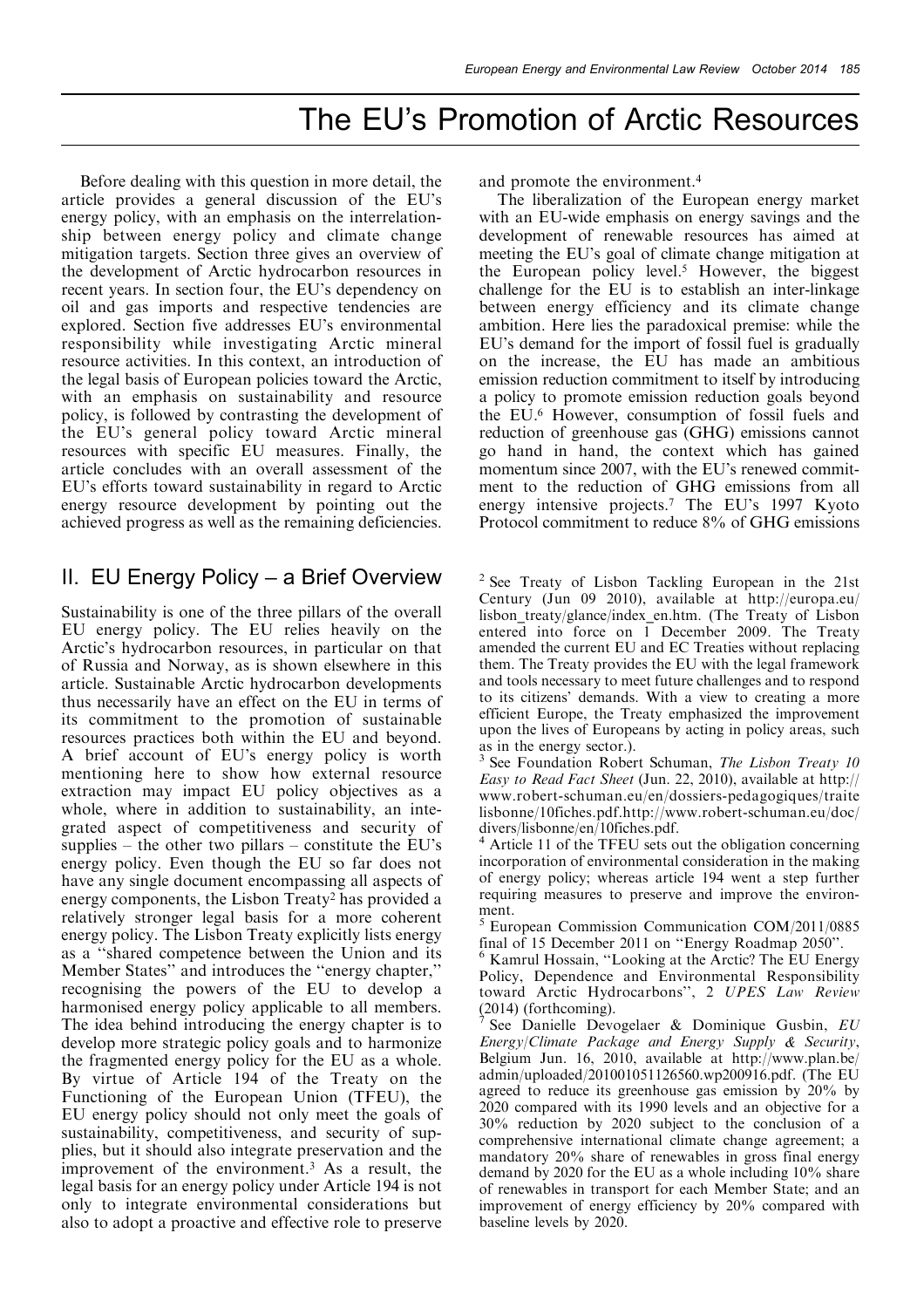Before dealing with this question in more detail, the article provides a general discussion of the EU's energy policy, with an emphasis on the interrelationship between energy policy and climate change mitigation targets. Section three gives an overview of the development of Arctic hydrocarbon resources in recent years. In section four, the EU's dependency on oil and gas imports and respective tendencies are explored. Section five addresses EU's environmental responsibility while investigating Arctic mineral resource activities. In this context, an introduction of the legal basis of European policies toward the Arctic, with an emphasis on sustainability and resource policy, is followed by contrasting the development of the EU's general policy toward Arctic mineral resources with specific EU measures. Finally, the article concludes with an overall assessment of the EU's efforts toward sustainability in regard to Arctic energy resource development by pointing out the achieved progress as well as the remaining deficiencies.

## II. EU Energy Policy – a Brief Overview

Sustainability is one of the three pillars of the overall EU energy policy. The EU relies heavily on the Arctic's hydrocarbon resources, in particular on that of Russia and Norway, as is shown elsewhere in this article. Sustainable Arctic hydrocarbon developments thus necessarily have an effect on the EU in terms of its commitment to the promotion of sustainable resources practices both within the EU and beyond. A brief account of EU's energy policy is worth mentioning here to show how external resource extraction may impact EU policy objectives as a whole, where in addition to sustainability, an integrated aspect of competitiveness and security of supplies – the other two pillars – constitute the EU's energy policy. Even though the EU so far does not have any single document encompassing all aspects of energy components, the Lisbon Treaty[2] has provided a relatively stronger legal basis for a more coherent energy policy. The Lisbon Treaty explicitly lists energy as a "shared competence between the Union and its Member States" and introduces the "energy chapter," recognising the powers of the EU to develop a harmonised energy policy applicable to all members. The idea behind introducing the energy chapter is to develop more strategic policy goals and to harmonize the fragmented energy policy for the EU as a whole. By virtue of Article 194 of the Treaty on the Functioning of the European Union (TFEU), the EU energy policy should not only meet the goals of sustainability, competitiveness, and security of supplies, but it should also integrate preservation and the improvement of the environment.[3] As a result, the legal basis for an energy policy under Article 194 is not only to integrate environmental considerations but also to adopt a proactive and effective role to preserve and promote the environment.[4]

The liberalization of the European energy market with an EU-wide emphasis on energy savings and the development of renewable resources has aimed at meeting the EU's goal of climate change mitigation at the European policy level.[5] However, the biggest challenge for the EU is to establish an inter-linkage between energy efficiency and its climate change ambition. Here lies the paradoxical premise: while the EU's demand for the import of fossil fuel is gradually on the increase, the EU has made an ambitious emission reduction commitment to itself by introducing a policy to promote emission reduction goals beyond the EU.[6] However, consumption of fossil fuels and reduction of greenhouse gas (GHG) emissions cannot go hand in hand, the context which has gained momentum since 2007, with the EU's renewed commitment to the reduction of GHG emissions from all energy intensive projects.[7] The EU's 1997 Kyoto Protocol commitment to reduce 8% of GHG emissions

[2] See Treaty of Lisbon Tackling European in the 21st Century (Jun 09 2010), available at http://europa.eu/lisbon_treaty/glance/index_en.htm. (The Treaty of Lisbon entered into force on 1 December 2009. The Treaty amended the current EU and EC Treaties without replacing them. The Treaty provides the EU with the legal framework and tools necessary to meet future challenges and to respond to its citizens' demands. With a view to creating a more efficient Europe, the Treaty emphasized the improvement upon the lives of Europeans by acting in policy areas, such as in the energy sector.).

[3] See Foundation Robert Schuman, *The Lisbon Treaty 10 Easy to Read Fact Sheet* (Jun. 22, 2010), available at http://www.robert-schuman.eu/en/dossiers-pedagogiques/traite lisbonne/10fiches.pdf.http://www.robert-schuman.eu/doc/divers/lisbonne/en/10fiches.pdf.

[4] Article 11 of the TFEU sets out the obligation concerning incorporation of environmental consideration in the making of energy policy; whereas article 194 went a step further requiring measures to preserve and improve the environment.

[5] European Commission Communication COM/2011/0885 final of 15 December 2011 on "Energy Roadmap 2050".

[6] Kamrul Hossain, "Looking at the Arctic? The EU Energy Policy, Dependence and Environmental Responsibility toward Arctic Hydrocarbons", 2 *UPES Law Review* (2014) (forthcoming).

[7] See Danielle Devogelaer & Dominique Gusbin, *EU Energy/Climate Package and Energy Supply & Security*, Belgium Jun. 16, 2010, available at http://www.plan.be/admin/uploaded/201001051126560.wp200916.pdf. (The EU agreed to reduce its greenhouse gas emission by 20% by 2020 compared with its 1990 levels and an objective for a 30% reduction by 2020 subject to the conclusion of a comprehensive international climate change agreement; a mandatory 20% share of renewables in gross final energy demand by 2020 for the EU as a whole including 10% share of renewables in transport for each Member State; and an improvement of energy efficiency by 20% compared with baseline levels by 2020.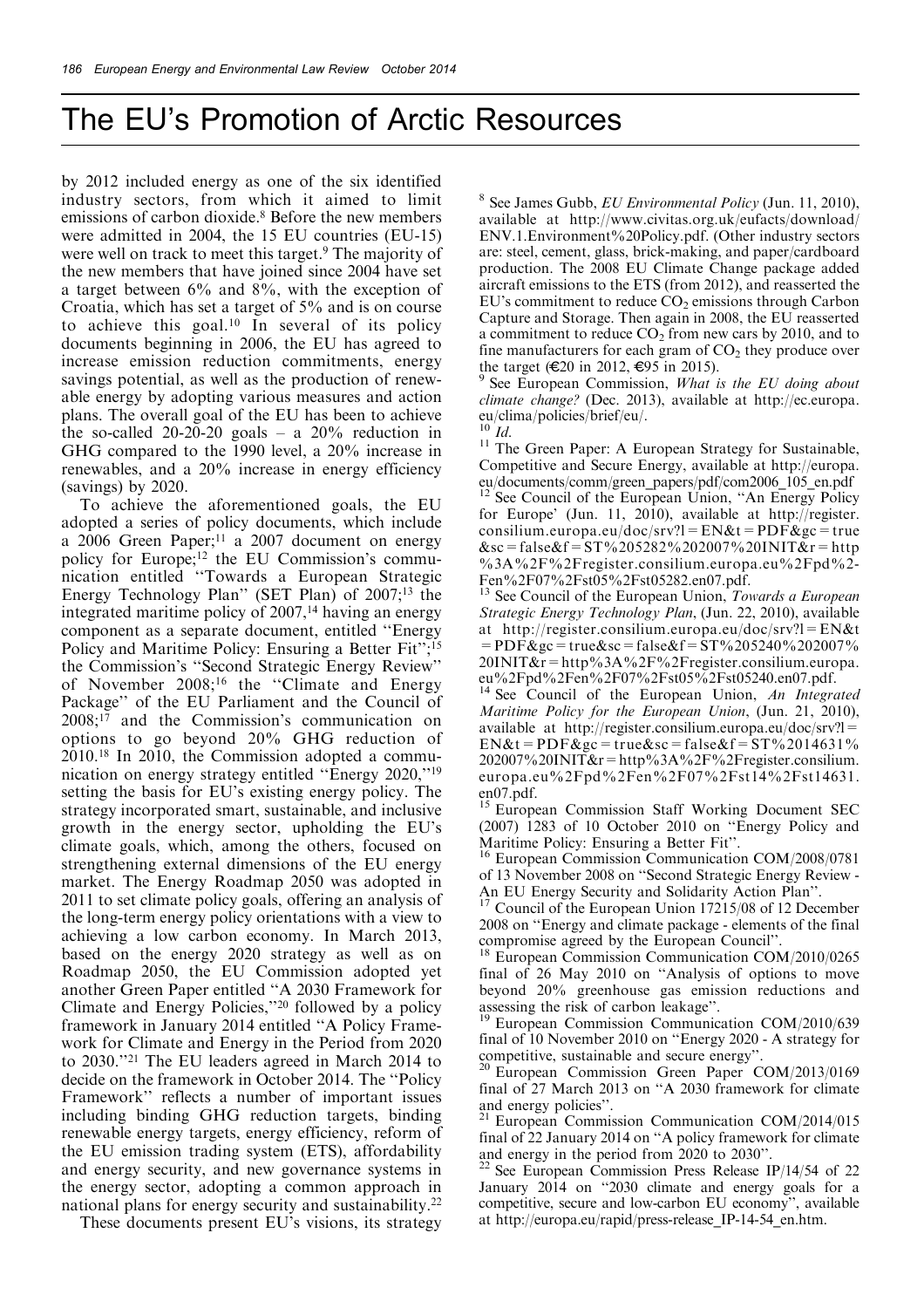# The EU's Promotion of Arctic Resources

by 2012 included energy as one of the six identified industry sectors, from which it aimed to limit emissions of carbon dioxide.[8] Before the new members were admitted in 2004, the 15 EU countries (EU-15) were well on track to meet this target.[9] The majority of the new members that have joined since 2004 have set a target between 6% and 8%, with the exception of Croatia, which has set a target of 5% and is on course to achieve this goal.[10] In several of its policy documents beginning in 2006, the EU has agreed to increase emission reduction commitments, energy savings potential, as well as the production of renewable energy by adopting various measures and action plans. The overall goal of the EU has been to achieve the so-called 20-20-20 goals – a 20% reduction in GHG compared to the 1990 level, a 20% increase in renewables, and a 20% increase in energy efficiency (savings) by 2020.

To achieve the aforementioned goals, the EU adopted a series of policy documents, which include a 2006 Green Paper;[11] a 2007 document on energy policy for Europe;[12] the EU Commission's communication entitled "Towards a European Strategic Energy Technology Plan" (SET Plan) of 2007;[13] the integrated maritime policy of 2007,[14] having an energy component as a separate document, entitled "Energy Policy and Maritime Policy: Ensuring a Better Fit";[15] the Commission's "Second Strategic Energy Review" of November 2008;[16] the "Climate and Energy Package" of the EU Parliament and the Council of 2008;[17] and the Commission's communication on options to go beyond 20% GHG reduction of 2010.[18] In 2010, the Commission adopted a communication on energy strategy entitled "Energy 2020,"[19] setting the basis for EU's existing energy policy. The strategy incorporated smart, sustainable, and inclusive growth in the energy sector, upholding the EU's climate goals, which, among the others, focused on strengthening external dimensions of the EU energy market. The Energy Roadmap 2050 was adopted in 2011 to set climate policy goals, offering an analysis of the long-term energy policy orientations with a view to achieving a low carbon economy. In March 2013, based on the energy 2020 strategy as well as on Roadmap 2050, the EU Commission adopted yet another Green Paper entitled "A 2030 Framework for Climate and Energy Policies,"[20] followed by a policy framework in January 2014 entitled "A Policy Framework for Climate and Energy in the Period from 2020 to 2030."[21] The EU leaders agreed in March 2014 to decide on the framework in October 2014. The "Policy Framework" reflects a number of important issues including binding GHG reduction targets, binding renewable energy targets, energy efficiency, reform of the EU emission trading system (ETS), affordability and energy security, and new governance systems in the energy sector, adopting a common approach in national plans for energy security and sustainability.[22]

These documents present EU's visions, its strategy

---

[8] See James Gubb, *EU Environmental Policy* (Jun. 11, 2010), available at http://www.civitas.org.uk/eufacts/download/ENV.1.Environment%20Policy.pdf. (Other industry sectors are: steel, cement, glass, brick-making, and paper/cardboard production. The 2008 EU Climate Change package added aircraft emissions to the ETS (from 2012), and reasserted the EU's commitment to reduce $CO_2$ emissions through Carbon Capture and Storage. Then again in 2008, the EU reasserted a commitment to reduce $CO_2$ from new cars by 2010, and to fine manufacturers for each gram of $CO_2$ they produce over the target (€20 in 2012, €95 in 2015).

[9] See European Commission, *What is the EU doing about climate change?* (Dec. 2013), available at http://ec.europa.eu/clima/policies/brief/eu/.

[10] *Id.*

[11] The Green Paper: A European Strategy for Sustainable, Competitive and Secure Energy, available at http://europa.eu/documents/comm/green_papers/pdf/com2006_105_en.pdf

[12] See Council of the European Union, "An Energy Policy for Europe' (Jun. 11, 2010), available at http://register.consilium.europa.eu/doc/srv?l=EN&t=PDF&gc=true&sc=false&f=ST%205282%202007%20INIT&r=http%3A%2F%2Fregister.consilium.europa.eu%2Fpd%2Fen%2F07%2Fst05%2Fst05282.en07.pdf.

[13] See Council of the European Union, *Towards a European Strategic Energy Technology Plan*, (Jun. 22, 2010), available at http://register.consilium.europa.eu/doc/srv?l=EN&t=PDF&gc=true&sc=false&f=ST%205240%202007%20INIT&r=http%3A%2F%2Fregister.consilium.europa.eu%2Fpd%2Fen%2F07%2Fst05%2Fst05240.en07.pdf.

[14] See Council of the European Union, *An Integrated Maritime Policy for the European Union*, (Jun. 21, 2010), available at http://register.consilium.europa.eu/doc/srv?l=EN&t=PDF&gc=true&sc=false&f=ST%2014631%202007%20INIT&r=http%3A%2F%2Fregister.consilium.europa.eu%2Fpd%2Fen%2F07%2Fst14%2Fst14631.en07.pdf.

[15] European Commission Staff Working Document SEC (2007) 1283 of 10 October 2010 on "Energy Policy and Maritime Policy: Ensuring a Better Fit".

[16] European Commission Communication COM/2008/0781 of 13 November 2008 on "Second Strategic Energy Review - An EU Energy Security and Solidarity Action Plan".

[17] Council of the European Union 17215/08 of 12 December 2008 on "Energy and climate package - elements of the final compromise agreed by the European Council".

[18] European Commission Communication COM/2010/0265 final of 26 May 2010 on "Analysis of options to move beyond 20% greenhouse gas emission reductions and assessing the risk of carbon leakage".

[19] European Commission Communication COM/2010/639 final of 10 November 2010 on "Energy 2020 - A strategy for competitive, sustainable and secure energy".

[20] European Commission Green Paper COM/2013/0169 final of 27 March 2013 on "A 2030 framework for climate and energy policies".

[21] European Commission Communication COM/2014/015 final of 22 January 2014 on "A policy framework for climate and energy in the period from 2020 to 2030".

[22] See European Commission Press Release IP/14/54 of 22 January 2014 on "2030 climate and energy goals for a competitive, secure and low-carbon EU economy", available at http://europa.eu/rapid/press-release_IP-14-54_en.htm.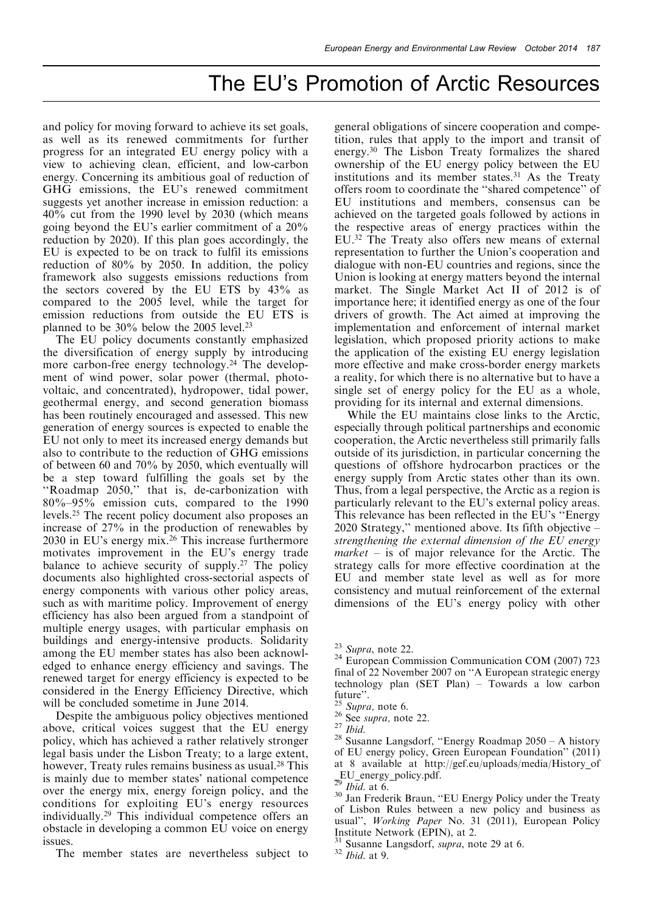and policy for moving forward to achieve its set goals, as well as its renewed commitments for further progress for an integrated EU energy policy with a view to achieving clean, efficient, and low-carbon energy. Concerning its ambitious goal of reduction of GHG emissions, the EU's renewed commitment suggests yet another increase in emission reduction: a 40% cut from the 1990 level by 2030 (which means going beyond the EU's earlier commitment of a 20% reduction by 2020). If this plan goes accordingly, the EU is expected to be on track to fulfil its emissions reduction of 80% by 2050. In addition, the policy framework also suggests emissions reductions from the sectors covered by the EU ETS by 43% as compared to the 2005 level, while the target for emission reductions from outside the EU ETS is planned to be 30% below the 2005 level.[23]

The EU policy documents constantly emphasized the diversification of energy supply by introducing more carbon-free energy technology.[24] The development of wind power, solar power (thermal, photovoltaic, and concentrated), hydropower, tidal power, geothermal energy, and second generation biomass has been routinely encouraged and assessed. This new generation of energy sources is expected to enable the EU not only to meet its increased energy demands but also to contribute to the reduction of GHG emissions of between 60 and 70% by 2050, which eventually will be a step toward fulfilling the goals set by the "Roadmap 2050," that is, de-carbonization with 80%–95% emission cuts, compared to the 1990 levels.[25] The recent policy document also proposes an increase of 27% in the production of renewables by 2030 in EU's energy mix.[26] This increase furthermore motivates improvement in the EU's energy trade balance to achieve security of supply.[27] The policy documents also highlighted cross-sectorial aspects of energy components with various other policy areas, such as with maritime policy. Improvement of energy efficiency has also been argued from a standpoint of multiple energy usages, with particular emphasis on buildings and energy-intensive products. Solidarity among the EU member states has also been acknowledged to enhance energy efficiency and savings. The renewed target for energy efficiency is expected to be considered in the Energy Efficiency Directive, which will be concluded sometime in June 2014.

Despite the ambiguous policy objectives mentioned above, critical voices suggest that the EU energy policy, which has achieved a rather relatively stronger legal basis under the Lisbon Treaty; to a large extent, however, Treaty rules remains business as usual.[28] This is mainly due to member states' national competence over the energy mix, energy foreign policy, and the conditions for exploiting EU's energy resources individually.[29] This individual competence offers an obstacle in developing a common EU voice on energy issues.

The member states are nevertheless subject to general obligations of sincere cooperation and competition, rules that apply to the import and transit of energy.[30] The Lisbon Treaty formalizes the shared ownership of the EU energy policy between the EU institutions and its member states.[31] As the Treaty offers room to coordinate the "shared competence" of EU institutions and members, consensus can be achieved on the targeted goals followed by actions in the respective areas of energy practices within the EU.[32] The Treaty also offers new means of external representation to further the Union's cooperation and dialogue with non-EU countries and regions, since the Union is looking at energy matters beyond the internal market. The Single Market Act II of 2012 is of importance here; it identified energy as one of the four drivers of growth. The Act aimed at improving the implementation and enforcement of internal market legislation, which proposed priority actions to make the application of the existing EU energy legislation more effective and make cross-border energy markets a reality, for which there is no alternative but to have a single set of energy policy for the EU as a whole, providing for its internal and external dimensions.

While the EU maintains close links to the Arctic, especially through political partnerships and economic cooperation, the Arctic nevertheless still primarily falls outside of its jurisdiction, in particular concerning the questions of offshore hydrocarbon practices or the energy supply from Arctic states other than its own. Thus, from a legal perspective, the Arctic as a region is particularly relevant to the EU's external policy areas. This relevance has been reflected in the EU's "Energy 2020 Strategy," mentioned above. Its fifth objective – *strengthening the external dimension of the EU energy market* – is of major relevance for the Arctic. The strategy calls for more effective coordination at the EU and member state level as well as for more consistency and mutual reinforcement of the external dimensions of the EU's energy policy with other

---

[23] *Supra*, note 22.

[24] European Commission Communication COM (2007) 723 final of 22 November 2007 on "A European strategic energy technology plan (SET Plan) – Towards a low carbon future".

[25] *Supra*, note 6.

[26] See *supra*, note 22.

[27] *Ibid.*

[28] Susanne Langsdorf, "Energy Roadmap 2050 – A history of EU energy policy, Green European Foundation" (2011) at 8 available at http://gef.eu/uploads/media/History_of_EU_energy_policy.pdf.

[29] *Ibid.* at 6.

[30] Jan Frederik Braun, "EU Energy Policy under the Treaty of Lisbon Rules between a new policy and business as usual", *Working Paper* No. 31 (2011), European Policy Institute Network (EPIN), at 2.

[31] Susanne Langsdorf, *supra*, note 29 at 6.

[32] *Ibid.* at 9.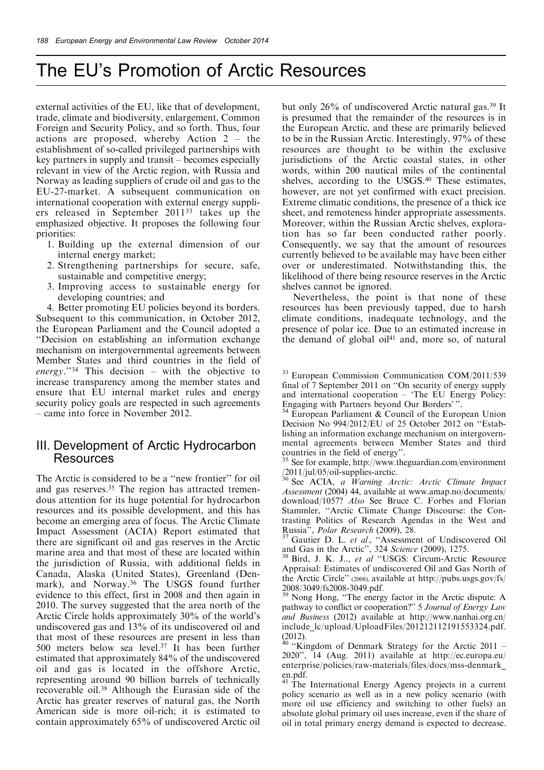# The EU's Promotion of Arctic Resources

external activities of the EU, like that of development, trade, climate and biodiversity, enlargement, Common Foreign and Security Policy, and so forth. Thus, four actions are proposed, whereby Action 2 – the establishment of so-called privileged partnerships with key partners in supply and transit – becomes especially relevant in view of the Arctic region, with Russia and Norway as leading suppliers of crude oil and gas to the EU-27-market. A subsequent communication on international cooperation with external energy suppliers released in September 2011[33] takes up the emphasized objective. It proposes the following four priorities:

1. Building up the external dimension of our internal energy market;
2. Strengthening partnerships for secure, safe, sustainable and competitive energy;
3. Improving access to sustainable energy for developing countries; and
4. Better promoting EU policies beyond its borders.

Subsequent to this communication, in October 2012, the European Parliament and the Council adopted a "Decision on establishing an information exchange mechanism on intergovernmental agreements between Member States and third countries in the field of *energy*."[34] This decision – with the objective to increase transparency among the member states and ensure that EU internal market rules and energy security policy goals are respected in such agreements – came into force in November 2012.

## III. Development of Arctic Hydrocarbon Resources

The Arctic is considered to be a "new frontier" for oil and gas reserves.[35] The region has attracted tremendous attention for its huge potential for hydrocarbon resources and its possible development, and this has become an emerging area of focus. The Arctic Climate Impact Assessment (ACIA) Report estimated that there are significant oil and gas reserves in the Arctic marine area and that most of these are located within the jurisdiction of Russia, with additional fields in Canada, Alaska (United States), Greenland (Denmark), and Norway.[36] The USGS found further evidence to this effect, first in 2008 and then again in 2010. The survey suggested that the area north of the Arctic Circle holds approximately 30% of the world's undiscovered gas and 13% of its undiscovered oil and that most of these resources are present in less than 500 meters below sea level.[37] It has been further estimated that approximately 84% of the undiscovered oil and gas is located in the offshore Arctic, representing around 90 billion barrels of technically recoverable oil.[38] Although the Eurasian side of the Arctic has greater reserves of natural gas, the North American side is more oil-rich; it is estimated to contain approximately 65% of undiscovered Arctic oil but only 26% of undiscovered Arctic natural gas.[39] It is presumed that the remainder of the resources is in the European Arctic, and these are primarily believed to be in the Russian Arctic. Interestingly, 97% of these resources are thought to be within the exclusive jurisdictions of the Arctic coastal states, in other words, within 200 nautical miles of the continental shelves, according to the USGS.[40] These estimates, however, are not yet confirmed with exact precision. Extreme climatic conditions, the presence of a thick ice sheet, and remoteness hinder appropriate assessments. Moreover, within the Russian Arctic shelves, exploration has so far been conducted rather poorly. Consequently, we say that the amount of resources currently believed to be available may have been either over or underestimated. Notwithstanding this, the likelihood of there being resource reserves in the Arctic shelves cannot be ignored.

Nevertheless, the point is that none of these resources has been previously tapped, due to harsh climate conditions, inadequate technology, and the presence of polar ice. Due to an estimated increase in the demand of global oil[41] and, more so, of natural

---

[33] European Commission Communication COM/2011/539 final of 7 September 2011 on "On security of energy supply and international cooperation – 'The EU Energy Policy: Engaging with Partners beyond Our Borders' ".

[34] European Parliament & Council of the European Union Decision No 994/2012/EU of 25 October 2012 on "Establishing an information exchange mechanism on intergovernmental agreements between Member States and third countries in the field of energy".

[35] See for example, http://www.theguardian.com/environment/2011/jul/05/oil-supplies-arctic.

[36] See ACIA, *a Warning Arctic: Arctic Climate Impact Assessment* (2004) 44, available at www.amap.no/documents/download/1057? *Also* See Bruce C. Forbes and Florian Stammler, "Arctic Climate Change Discourse: the Contrasting Politics of Research Agendas in the West and Russia", *Polar Research* (2009), 28.

[37] Gautier D. L. *et al*., "Assessment of Undiscovered Oil and Gas in the Arctic", 324 *Science* (2009), 1275.

[38] Bird, J. K. J.., *et al* "USGS: Circum-Arctic Resource Appraisal: Estimates of undiscovered Oil and Gas North of the Arctic Circle" (2008), available at http://pubs.usgs.gov/fs/2008/3049/fs2008-3049.pdf.

[39] Nong Hong, "The energy factor in the Arctic dispute: A pathway to conflict or cooperation?" 5 *Journal of Energy Law and Business* (2012) available at http://www.nanhai.org.cn/include_lc/upload/UploadFiles/201212112191553324.pdf. (2012).

[40] "Kingdom of Denmark Strategy for the Arctic 2011 – 2020", 14 (Aug. 2011) available at http://ec.europa.eu/enterprise/policies/raw-materials/files/docs/mss-denmark_en.pdf.

[41] The International Energy Agency projects in a current policy scenario as well as in a new policy scenario (with more oil use efficiency and switching to other fuels) an absolute global primary oil uses increase, even if the share of oil in total primary energy demand is expected to decrease.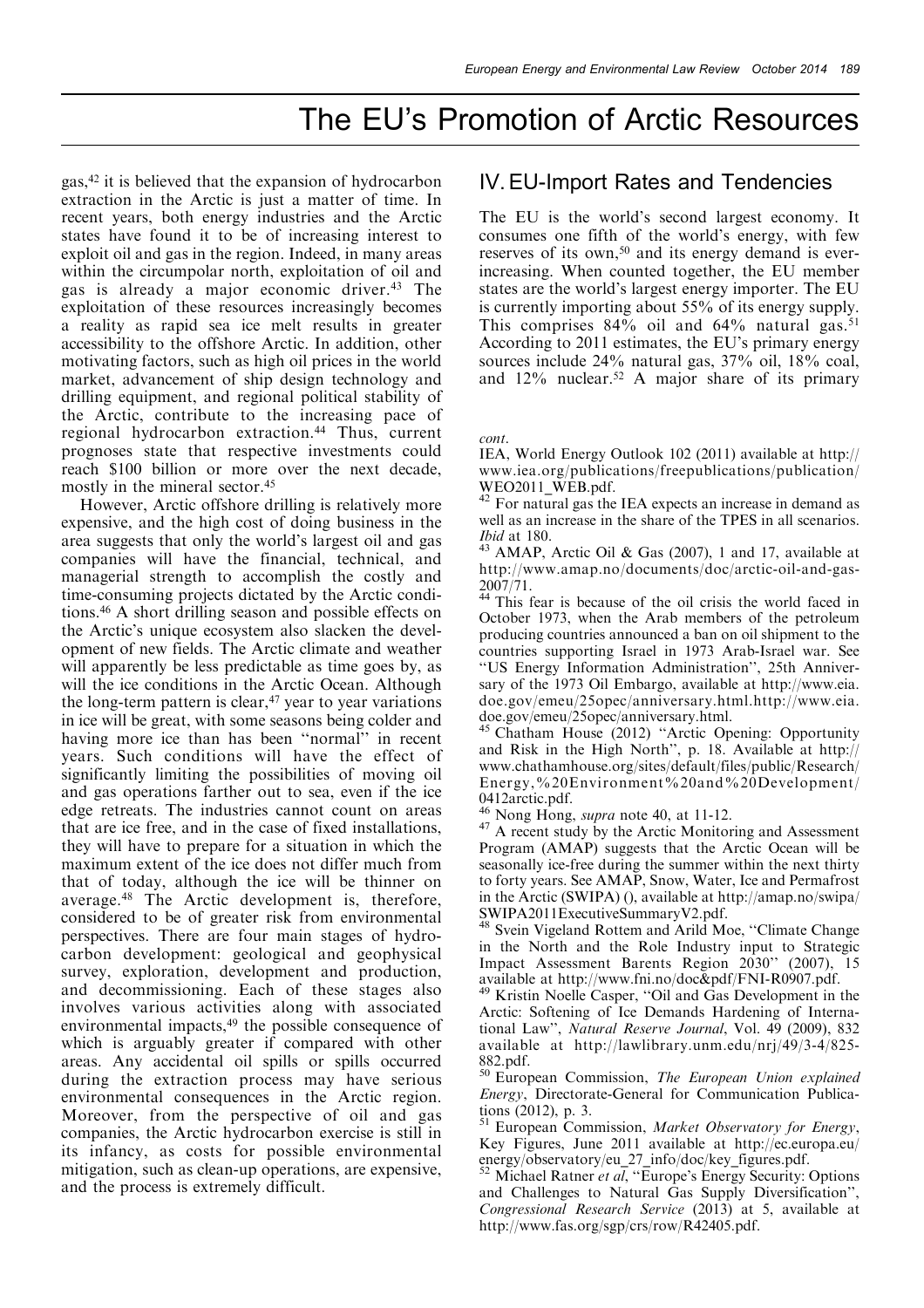gas,[42] it is believed that the expansion of hydrocarbon extraction in the Arctic is just a matter of time. In recent years, both energy industries and the Arctic states have found it to be of increasing interest to exploit oil and gas in the region. Indeed, in many areas within the circumpolar north, exploitation of oil and gas is already a major economic driver.[43] The exploitation of these resources increasingly becomes a reality as rapid sea ice melt results in greater accessibility to the offshore Arctic. In addition, other motivating factors, such as high oil prices in the world market, advancement of ship design technology and drilling equipment, and regional political stability of the Arctic, contribute to the increasing pace of regional hydrocarbon extraction.[44] Thus, current prognoses state that respective investments could reach $100 billion or more over the next decade, mostly in the mineral sector.[45]

However, Arctic offshore drilling is relatively more expensive, and the high cost of doing business in the area suggests that only the world's largest oil and gas companies will have the financial, technical, and managerial strength to accomplish the costly and time-consuming projects dictated by the Arctic conditions.[46] A short drilling season and possible effects on the Arctic's unique ecosystem also slacken the development of new fields. The Arctic climate and weather will apparently be less predictable as time goes by, as will the ice conditions in the Arctic Ocean. Although the long-term pattern is clear,[47] year to year variations in ice will be great, with some seasons being colder and having more ice than has been "normal" in recent years. Such conditions will have the effect of significantly limiting the possibilities of moving oil and gas operations farther out to sea, even if the ice edge retreats. The industries cannot count on areas that are ice free, and in the case of fixed installations, they will have to prepare for a situation in which the maximum extent of the ice does not differ much from that of today, although the ice will be thinner on average.[48] The Arctic development is, therefore, considered to be of greater risk from environmental perspectives. There are four main stages of hydrocarbon development: geological and geophysical survey, exploration, development and production, and decommissioning. Each of these stages also involves various activities along with associated environmental impacts,[49] the possible consequence of which is arguably greater if compared with other areas. Any accidental oil spills or spills occurred during the extraction process may have serious environmental consequences in the Arctic region. Moreover, from the perspective of oil and gas companies, the Arctic hydrocarbon exercise is still in its infancy, as costs for possible environmental mitigation, such as clean-up operations, are expensive, and the process is extremely difficult.

## IV. EU-Import Rates and Tendencies

The EU is the world's second largest economy. It consumes one fifth of the world's energy, with few reserves of its own,[50] and its energy demand is ever-increasing. When counted together, the EU member states are the world's largest energy importer. The EU is currently importing about 55% of its energy supply. This comprises 84% oil and 64% natural gas.[51] According to 2011 estimates, the EU's primary energy sources include 24% natural gas, 37% oil, 18% coal, and 12% nuclear.[52] A major share of its primary

---

*cont*.

IEA, World Energy Outlook 102 (2011) available at http://www.iea.org/publications/freepublications/publication/WEO2011_WEB.pdf.

[42] For natural gas the IEA expects an increase in demand as well as an increase in the share of the TPES in all scenarios. *Ibid* at 180.

[43] AMAP, Arctic Oil & Gas (2007), 1 and 17, available at http://www.amap.no/documents/doc/arctic-oil-and-gas-2007/71.

[44] This fear is because of the oil crisis the world faced in October 1973, when the Arab members of the petroleum producing countries announced a ban on oil shipment to the countries supporting Israel in 1973 Arab-Israel war. See "US Energy Information Administration", 25th Anniversary of the 1973 Oil Embargo, available at http://www.eia.doe.gov/emeu/25opec/anniversary.html.http://www.eia.doe.gov/emeu/25opec/anniversary.html.

[45] Chatham House (2012) "Arctic Opening: Opportunity and Risk in the High North", p. 18. Available at http://www.chathamhouse.org/sites/default/files/public/Research/Energy,%20Environment%20and%20Development/0412arctic.pdf.

[46] Nong Hong, *supra* note 40, at 11-12.

[47] A recent study by the Arctic Monitoring and Assessment Program (AMAP) suggests that the Arctic Ocean will be seasonally ice-free during the summer within the next thirty to forty years. See AMAP, Snow, Water, Ice and Permafrost in the Arctic (SWIPA) (), available at http://amap.no/swipa/SWIPA2011ExecutiveSummaryV2.pdf.

[48] Svein Vigeland Rottem and Arild Moe, "Climate Change in the North and the Role Industry input to Strategic Impact Assessment Barents Region 2030" (2007), 15 available at http://www.fni.no/doc&pdf/FNI-R0907.pdf.

[49] Kristin Noelle Casper, "Oil and Gas Development in the Arctic: Softening of Ice Demands Hardening of International Law", *Natural Reserve Journal*, Vol. 49 (2009), 832 available at http://lawlibrary.unm.edu/nrj/49/3-4/825-882.pdf.

[50] European Commission, *The European Union explained Energy*, Directorate-General for Communication Publications (2012), p. 3.

[51] European Commission, *Market Observatory for Energy*, Key Figures, June 2011 available at http://ec.europa.eu/energy/observatory/eu_27_info/doc/key_figures.pdf.

[52] Michael Ratner *et al*, "Europe's Energy Security: Options and Challenges to Natural Gas Supply Diversification", *Congressional Research Service* (2013) at 5, available at http://www.fas.org/sgp/crs/row/R42405.pdf.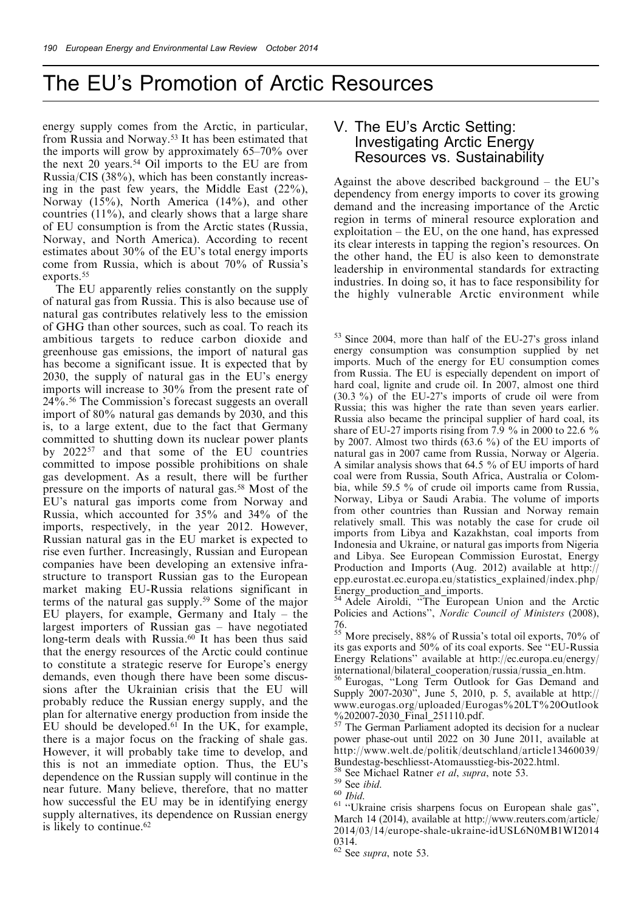energy supply comes from the Arctic, in particular, from Russia and Norway.[53] It has been estimated that the imports will grow by approximately 65–70% over the next 20 years.[54] Oil imports to the EU are from Russia/CIS (38%), which has been constantly increasing in the past few years, the Middle East (22%), Norway (15%), North America (14%), and other countries (11%), and clearly shows that a large share of EU consumption is from the Arctic states (Russia, Norway, and North America). According to recent estimates about 30% of the EU's total energy imports come from Russia, which is about 70% of Russia's exports.[55]

The EU apparently relies constantly on the supply of natural gas from Russia. This is also because use of natural gas contributes relatively less to the emission of GHG than other sources, such as coal. To reach its ambitious targets to reduce carbon dioxide and greenhouse gas emissions, the import of natural gas has become a significant issue. It is expected that by 2030, the supply of natural gas in the EU's energy imports will increase to 30% from the present rate of 24%.[56] The Commission's forecast suggests an overall import of 80% natural gas demands by 2030, and this is, to a large extent, due to the fact that Germany committed to shutting down its nuclear power plants by 2022[57] and that some of the EU countries committed to impose possible prohibitions on shale gas development. As a result, there will be further pressure on the imports of natural gas.[58] Most of the EU's natural gas imports come from Norway and Russia, which accounted for 35% and 34% of the imports, respectively, in the year 2012. However, Russian natural gas in the EU market is expected to rise even further. Increasingly, Russian and European companies have been developing an extensive infrastructure to transport Russian gas to the European market making EU-Russia relations significant in terms of the natural gas supply.[59] Some of the major EU players, for example, Germany and Italy – the largest importers of Russian gas – have negotiated long-term deals with Russia.[60] It has been thus said that the energy resources of the Arctic could continue to constitute a strategic reserve for Europe's energy demands, even though there have been some discussions after the Ukrainian crisis that the EU will probably reduce the Russian energy supply, and the plan for alternative energy production from inside the EU should be developed.[61] In the UK, for example, there is a major focus on the fracking of shale gas. However, it will probably take time to develop, and this is not an immediate option. Thus, the EU's dependence on the Russian supply will continue in the near future. Many believe, therefore, that no matter how successful the EU may be in identifying energy supply alternatives, its dependence on Russian energy is likely to continue.[62]

## V. The EU's Arctic Setting: Investigating Arctic Energy Resources vs. Sustainability

Against the above described background – the EU's dependency from energy imports to cover its growing demand and the increasing importance of the Arctic region in terms of mineral resource exploration and exploitation – the EU, on the one hand, has expressed its clear interests in tapping the region's resources. On the other hand, the EU is also keen to demonstrate leadership in environmental standards for extracting industries. In doing so, it has to face responsibility for the highly vulnerable Arctic environment while

---

[53] Since 2004, more than half of the EU-27's gross inland energy consumption was consumption supplied by net imports. Much of the energy for EU consumption comes from Russia. The EU is especially dependent on import of hard coal, lignite and crude oil. In 2007, almost one third (30.3 %) of the EU-27's imports of crude oil were from Russia; this was higher the rate than seven years earlier. Russia also became the principal supplier of hard coal, its share of EU-27 imports rising from 7.9 % in 2000 to 22.6 % by 2007. Almost two thirds (63.6 %) of the EU imports of natural gas in 2007 came from Russia, Norway or Algeria. A similar analysis shows that 64.5 % of EU imports of hard coal were from Russia, South Africa, Australia or Colombia, while 59.5 % of crude oil imports came from Russia, Norway, Libya or Saudi Arabia. The volume of imports from other countries than Russian and Norway remain relatively small. This was notably the case for crude oil imports from Libya and Kazakhstan, coal imports from Indonesia and Ukraine, or natural gas imports from Nigeria and Libya. See European Commission Eurostat, Energy Production and Imports (Aug. 2012) available at http://epp.eurostat.ec.europa.eu/statistics_explained/index.php/Energy_production_and_imports.

[54] Adele Airoldi, "The European Union and the Arctic Policies and Actions", *Nordic Council of Ministers* (2008), 76.

[55] More precisely, 88% of Russia's total oil exports, 70% of its gas exports and 50% of its coal exports. See "EU-Russia Energy Relations" available at http://ec.europa.eu/energy/international/bilateral_cooperation/russia/russia_en.htm.

[56] Eurogas, "Long Term Outlook for Gas Demand and Supply 2007-2030", June 5, 2010, p. 5, available at http://www.eurogas.org/uploaded/Eurogas%20LT%20Outlook%202007-2030_Final_251110.pdf.

[57] The German Parliament adopted its decision for a nuclear power phase-out until 2022 on 30 June 2011, available at http://www.welt.de/politik/deutschland/article13460039/Bundestag-beschliesst-Atomausstieg-bis-2022.html.

[58] See Michael Ratner *et al*, *supra*, note 53.

[59] See *ibid*.

[60] *Ibid*.

[61] "Ukraine crisis sharpens focus on European shale gas", March 14 (2014), available at http://www.reuters.com/article/2014/03/14/europe-shale-ukraine-idUSL6N0MB1WI20140314.

[62] See *supra*, note 53.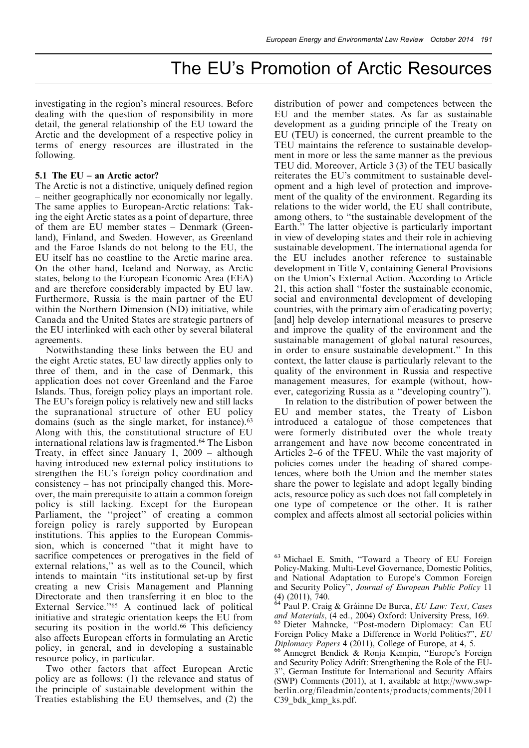investigating in the region's mineral resources. Before dealing with the question of responsibility in more detail, the general relationship of the EU toward the Arctic and the development of a respective policy in terms of energy resources are illustrated in the following.

### 5.1 The EU – an Arctic actor?

The Arctic is not a distinctive, uniquely defined region – neither geographically nor economically nor legally. The same applies to European-Arctic relations: Taking the eight Arctic states as a point of departure, three of them are EU member states – Denmark (Greenland), Finland, and Sweden. However, as Greenland and the Faroe Islands do not belong to the EU, the EU itself has no coastline to the Arctic marine area. On the other hand, Iceland and Norway, as Arctic states, belong to the European Economic Area (EEA) and are therefore considerably impacted by EU law. Furthermore, Russia is the main partner of the EU within the Northern Dimension (ND) initiative, while Canada and the United States are strategic partners of the EU interlinked with each other by several bilateral agreements.

Notwithstanding these links between the EU and the eight Arctic states, EU law directly applies only to three of them, and in the case of Denmark, this application does not cover Greenland and the Faroe Islands. Thus, foreign policy plays an important role. The EU's foreign policy is relatively new and still lacks the supranational structure of other EU policy domains (such as the single market, for instance).[63] Along with this, the constitutional structure of EU international relations law is fragmented.[64] The Lisbon Treaty, in effect since January 1, 2009 – although having introduced new external policy institutions to strengthen the EU's foreign policy coordination and consistency – has not principally changed this. Moreover, the main prerequisite to attain a common foreign policy is still lacking. Except for the European Parliament, the "project" of creating a common foreign policy is rarely supported by European institutions. This applies to the European Commission, which is concerned "that it might have to sacrifice competences or prerogatives in the field of external relations," as well as to the Council, which intends to maintain "its institutional set-up by first creating a new Crisis Management and Planning Directorate and then transferring it en bloc to the External Service."[65] A continued lack of political initiative and strategic orientation keeps the EU from securing its position in the world.[66] This deficiency also affects European efforts in formulating an Arctic policy, in general, and in developing a sustainable resource policy, in particular.

Two other factors that affect European Arctic policy are as follows: (1) the relevance and status of the principle of sustainable development within the Treaties establishing the EU themselves, and (2) the distribution of power and competences between the EU and the member states. As far as sustainable development as a guiding principle of the Treaty on EU (TEU) is concerned, the current preamble to the TEU maintains the reference to sustainable development in more or less the same manner as the previous TEU did. Moreover, Article 3 (3) of the TEU basically reiterates the EU's commitment to sustainable development and a high level of protection and improvement of the quality of the environment. Regarding its relations to the wider world, the EU shall contribute, among others, to "the sustainable development of the Earth." The latter objective is particularly important in view of developing states and their role in achieving sustainable development. The international agenda for the EU includes another reference to sustainable development in Title V, containing General Provisions on the Union's External Action. According to Article 21, this action shall "foster the sustainable economic, social and environmental development of developing countries, with the primary aim of eradicating poverty; [and] help develop international measures to preserve and improve the quality of the environment and the sustainable management of global natural resources, in order to ensure sustainable development." In this context, the latter clause is particularly relevant to the quality of the environment in Russia and respective management measures, for example (without, however, categorizing Russia as a "developing country").

In relation to the distribution of power between the EU and member states, the Treaty of Lisbon introduced a catalogue of those competences that were formerly distributed over the whole treaty arrangement and have now become concentrated in Articles 2–6 of the TFEU. While the vast majority of policies comes under the heading of shared competences, where both the Union and the member states share the power to legislate and adopt legally binding acts, resource policy as such does not fall completely in one type of competence or the other. It is rather complex and affects almost all sectorial policies within

---

[63] Michael E. Smith, "Toward a Theory of EU Foreign Policy-Making. Multi-Level Governance, Domestic Politics, and National Adaptation to Europe's Common Foreign and Security Policy", *Journal of European Public Policy* 11 (4) (2011), 740.

[64] Paul P. Craig & Gráinne De Burca, *EU Law: Text, Cases and Materials*, (4 ed., 2004) Oxford: University Press, 169.

[65] Dieter Mahncke, "Post-modern Diplomacy: Can EU Foreign Policy Make a Difference in World Politics?", *EU Diplomacy Papers* 4 (2011), College of Europe, at 4, 5.

[66] Annegret Bendiek & Ronja Kempin, "Europe's Foreign and Security Policy Adrift: Strengthening the Role of the EU-3", German Institute for International and Security Affairs (SWP) Comments (2011), at 1, available at http://www.swp-berlin.org/fileadmin/contents/products/comments/2011C39_bdk_kmp_ks.pdf.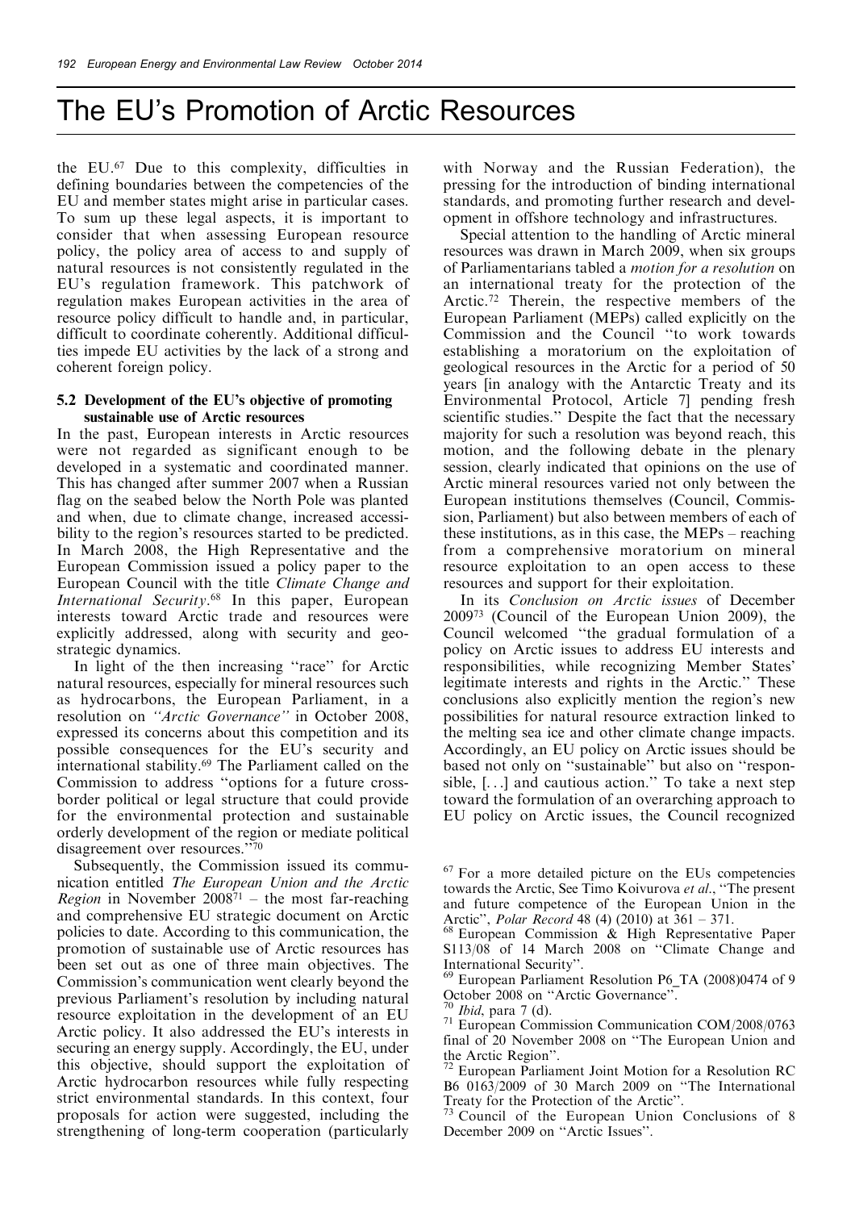the EU.[67] Due to this complexity, difficulties in defining boundaries between the competencies of the EU and member states might arise in particular cases. To sum up these legal aspects, it is important to consider that when assessing European resource policy, the policy area of access to and supply of natural resources is not consistently regulated in the EU's regulation framework. This patchwork of regulation makes European activities in the area of resource policy difficult to handle and, in particular, difficult to coordinate coherently. Additional difficulties impede EU activities by the lack of a strong and coherent foreign policy.

### 5.2 Development of the EU's objective of promoting sustainable use of Arctic resources

In the past, European interests in Arctic resources were not regarded as significant enough to be developed in a systematic and coordinated manner. This has changed after summer 2007 when a Russian flag on the seabed below the North Pole was planted and when, due to climate change, increased accessibility to the region's resources started to be predicted. In March 2008, the High Representative and the European Commission issued a policy paper to the European Council with the title *Climate Change and International Security*.[68] In this paper, European interests toward Arctic trade and resources were explicitly addressed, along with security and geostrategic dynamics.

In light of the then increasing "race" for Arctic natural resources, especially for mineral resources such as hydrocarbons, the European Parliament, in a resolution on *"Arctic Governance"* in October 2008, expressed its concerns about this competition and its possible consequences for the EU's security and international stability.[69] The Parliament called on the Commission to address "options for a future cross-border political or legal structure that could provide for the environmental protection and sustainable orderly development of the region or mediate political disagreement over resources."[70]

Subsequently, the Commission issued its communication entitled *The European Union and the Arctic Region* in November 2008[71] – the most far-reaching and comprehensive EU strategic document on Arctic policies to date. According to this communication, the promotion of sustainable use of Arctic resources has been set out as one of three main objectives. The Commission's communication went clearly beyond the previous Parliament's resolution by including natural resource exploitation in the development of an EU Arctic policy. It also addressed the EU's interests in securing an energy supply. Accordingly, the EU, under this objective, should support the exploitation of Arctic hydrocarbon resources while fully respecting strict environmental standards. In this context, four proposals for action were suggested, including the strengthening of long-term cooperation (particularly with Norway and the Russian Federation), the pressing for the introduction of binding international standards, and promoting further research and development in offshore technology and infrastructures.

Special attention to the handling of Arctic mineral resources was drawn in March 2009, when six groups of Parliamentarians tabled a *motion for a resolution* on an international treaty for the protection of the Arctic.[72] Therein, the respective members of the European Parliament (MEPs) called explicitly on the Commission and the Council "to work towards establishing a moratorium on the exploitation of geological resources in the Arctic for a period of 50 years [in analogy with the Antarctic Treaty and its Environmental Protocol, Article 7] pending fresh scientific studies." Despite the fact that the necessary majority for such a resolution was beyond reach, this motion, and the following debate in the plenary session, clearly indicated that opinions on the use of Arctic mineral resources varied not only between the European institutions themselves (Council, Commission, Parliament) but also between members of each of these institutions, as in this case, the MEPs – reaching from a comprehensive moratorium on mineral resource exploitation to an open access to these resources and support for their exploitation.

In its *Conclusion on Arctic issues* of December 2009[73] (Council of the European Union 2009), the Council welcomed "the gradual formulation of a policy on Arctic issues to address EU interests and responsibilities, while recognizing Member States' legitimate interests and rights in the Arctic." These conclusions also explicitly mention the region's new possibilities for natural resource extraction linked to the melting sea ice and other climate change impacts. Accordingly, an EU policy on Arctic issues should be based not only on "sustainable" but also on "responsible, [...] and cautious action." To take a next step toward the formulation of an overarching approach to EU policy on Arctic issues, the Council recognized

---

[67] For a more detailed picture on the EUs competencies towards the Arctic, See Timo Koivurova *et al*., "The present and future competence of the European Union in the Arctic", *Polar Record* 48 (4) (2010) at 361 – 371.

[68] European Commission & High Representative Paper S113/08 of 14 March 2008 on "Climate Change and International Security".

[69] European Parliament Resolution P6_TA (2008)0474 of 9 October 2008 on "Arctic Governance".

[70] *Ibid*, para 7 (d).

[71] European Commission Communication COM/2008/0763 final of 20 November 2008 on "The European Union and the Arctic Region".

[72] European Parliament Joint Motion for a Resolution RC B6 0163/2009 of 30 March 2009 on "The International Treaty for the Protection of the Arctic".

[73] Council of the European Union Conclusions of 8 December 2009 on "Arctic Issues".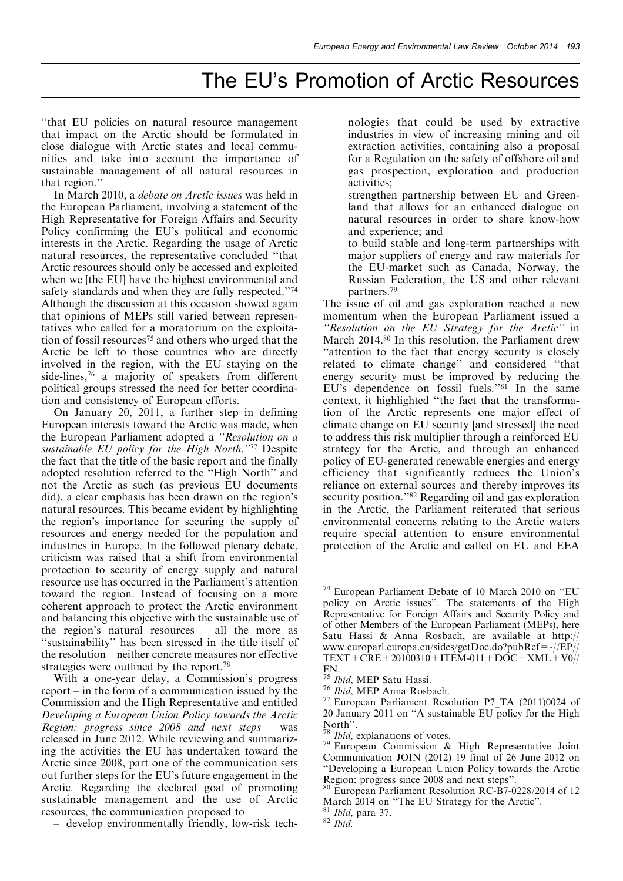"that EU policies on natural resource management that impact on the Arctic should be formulated in close dialogue with Arctic states and local communities and take into account the importance of sustainable management of all natural resources in that region."

In March 2010, a *debate on Arctic issues* was held in the European Parliament, involving a statement of the High Representative for Foreign Affairs and Security Policy confirming the EU's political and economic interests in the Arctic. Regarding the usage of Arctic natural resources, the representative concluded "that Arctic resources should only be accessed and exploited when we [the EU] have the highest environmental and safety standards and when they are fully respected."[74] Although the discussion at this occasion showed again that opinions of MEPs still varied between representatives who called for a moratorium on the exploitation of fossil resources[75] and others who urged that the Arctic be left to those countries who are directly involved in the region, with the EU staying on the side-lines,[76] a majority of speakers from different political groups stressed the need for better coordination and consistency of European efforts.

On January 20, 2011, a further step in defining European interests toward the Arctic was made, when the European Parliament adopted a *"Resolution on a sustainable EU policy for the High North."*[77] Despite the fact that the title of the basic report and the finally adopted resolution referred to the "High North" and not the Arctic as such (as previous EU documents did), a clear emphasis has been drawn on the region's natural resources. This became evident by highlighting the region's importance for securing the supply of resources and energy needed for the population and industries in Europe. In the followed plenary debate, criticism was raised that a shift from environmental protection to security of energy supply and natural resource use has occurred in the Parliament's attention toward the region. Instead of focusing on a more coherent approach to protect the Arctic environment and balancing this objective with the sustainable use of the region's natural resources – all the more as "sustainability" has been stressed in the title itself of the resolution – neither concrete measures nor effective strategies were outlined by the report.[78]

With a one-year delay, a Commission's progress report – in the form of a communication issued by the Commission and the High Representative and entitled *Developing a European Union Policy towards the Arctic Region: progress since 2008 and next steps* – was released in June 2012. While reviewing and summarizing the activities the EU has undertaken toward the Arctic since 2008, part one of the communication sets out further steps for the EU's future engagement in the Arctic. Regarding the declared goal of promoting sustainable management and the use of Arctic resources, the communication proposed to

- develop environmentally friendly, low-risk technologies that could be used by extractive industries in view of increasing mining and oil extraction activities, containing also a proposal for a Regulation on the safety of offshore oil and gas prospection, exploration and production activities;
- strengthen partnership between EU and Greenland that allows for an enhanced dialogue on natural resources in order to share know-how and experience; and
- to build stable and long-term partnerships with major suppliers of energy and raw materials for the EU-market such as Canada, Norway, the Russian Federation, the US and other relevant partners.[79]

The issue of oil and gas exploration reached a new momentum when the European Parliament issued a *"Resolution on the EU Strategy for the Arctic"* in March 2014.[80] In this resolution, the Parliament drew "attention to the fact that energy security is closely related to climate change" and considered "that energy security must be improved by reducing the EU's dependence on fossil fuels."[81] In the same context, it highlighted "the fact that the transformation of the Arctic represents one major effect of climate change on EU security [and stressed] the need to address this risk multiplier through a reinforced EU strategy for the Arctic, and through an enhanced policy of EU-generated renewable energies and energy efficiency that significantly reduces the Union's reliance on external sources and thereby improves its security position."[82] Regarding oil and gas exploration in the Arctic, the Parliament reiterated that serious environmental concerns relating to the Arctic waters require special attention to ensure environmental protection of the Arctic and called on EU and EEA

---

[74] European Parliament Debate of 10 March 2010 on "EU policy on Arctic issues". The statements of the High Representative for Foreign Affairs and Security Policy and of other Members of the European Parliament (MEPs), here Satu Hassi & Anna Rosbach, are available at http://www.europarl.europa.eu/sides/getDoc.do?pubRef=-//EP//TEXT+CRE+20100310+ITEM-011+DOC+XML+V0//EN.

[75] *Ibid*, MEP Satu Hassi.

[76] *Ibid*, MEP Anna Rosbach.

[77] European Parliament Resolution P7_TA (2011)0024 of 20 January 2011 on "A sustainable EU policy for the High North".

[78] *Ibid*, explanations of votes.

[79] European Commission & High Representative Joint Communication JOIN (2012) 19 final of 26 June 2012 on "Developing a European Union Policy towards the Arctic Region: progress since 2008 and next steps".

[80] European Parliament Resolution RC-B7-0228/2014 of 12 March 2014 on "The EU Strategy for the Arctic".

[81] *Ibid*, para 37.

[82] *Ibid*.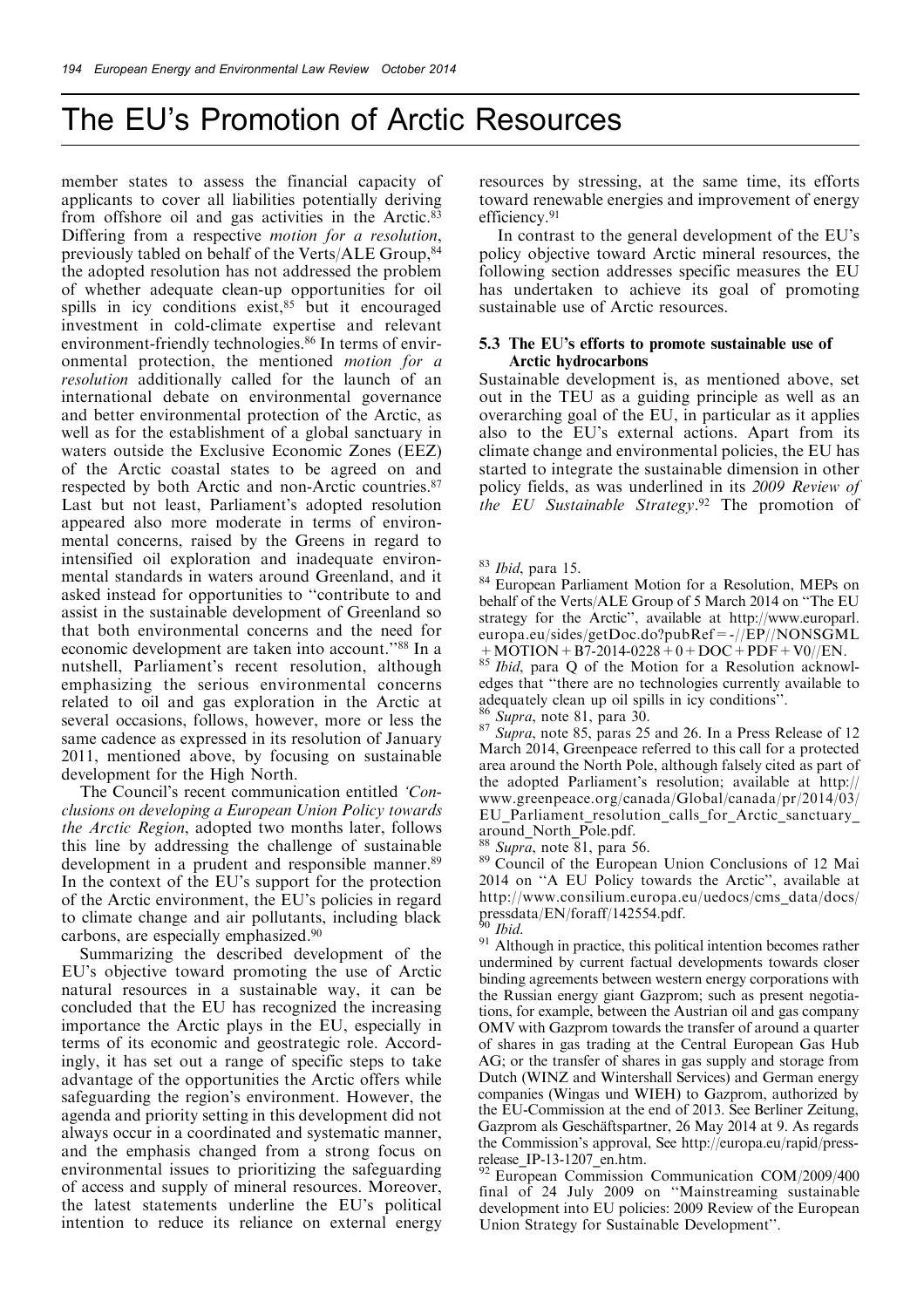member states to assess the financial capacity of applicants to cover all liabilities potentially deriving from offshore oil and gas activities in the Arctic.[83] Differing from a respective *motion for a resolution*, previously tabled on behalf of the Verts/ALE Group,[84] the adopted resolution has not addressed the problem of whether adequate clean-up opportunities for oil spills in icy conditions exist,[85] but it encouraged investment in cold-climate expertise and relevant environment-friendly technologies.[86] In terms of environmental protection, the mentioned *motion for a resolution* additionally called for the launch of an international debate on environmental governance and better environmental protection of the Arctic, as well as for the establishment of a global sanctuary in waters outside the Exclusive Economic Zones (EEZ) of the Arctic coastal states to be agreed on and respected by both Arctic and non-Arctic countries.[87] Last but not least, Parliament's adopted resolution appeared also more moderate in terms of environmental concerns, raised by the Greens in regard to intensified oil exploration and inadequate environmental standards in waters around Greenland, and it asked instead for opportunities to "contribute to and assist in the sustainable development of Greenland so that both environmental concerns and the need for economic development are taken into account."[88] In a nutshell, Parliament's recent resolution, although emphasizing the serious environmental concerns related to oil and gas exploration in the Arctic at several occasions, follows, however, more or less the same cadence as expressed in its resolution of January 2011, mentioned above, by focusing on sustainable development for the High North.

The Council's recent communication entitled *'Conclusions on developing a European Union Policy towards the Arctic Region*, adopted two months later, follows this line by addressing the challenge of sustainable development in a prudent and responsible manner.[89] In the context of the EU's support for the protection of the Arctic environment, the EU's policies in regard to climate change and air pollutants, including black carbons, are especially emphasized.[90]

Summarizing the described development of the EU's objective toward promoting the use of Arctic natural resources in a sustainable way, it can be concluded that the EU has recognized the increasing importance the Arctic plays in the EU, especially in terms of its economic and geostrategic role. Accordingly, it has set out a range of specific steps to take advantage of the opportunities the Arctic offers while safeguarding the region's environment. However, the agenda and priority setting in this development did not always occur in a coordinated and systematic manner, and the emphasis changed from a strong focus on environmental issues to prioritizing the safeguarding of access and supply of mineral resources. Moreover, the latest statements underline the EU's political intention to reduce its reliance on external energy resources by stressing, at the same time, its efforts toward renewable energies and improvement of energy efficiency.[91]

In contrast to the general development of the EU's policy objective toward Arctic mineral resources, the following section addresses specific measures the EU has undertaken to achieve its goal of promoting sustainable use of Arctic resources.

### 5.3 The EU's efforts to promote sustainable use of Arctic hydrocarbons

Sustainable development is, as mentioned above, set out in the TEU as a guiding principle as well as an overarching goal of the EU, in particular as it applies also to the EU's external actions. Apart from its climate change and environmental policies, the EU has started to integrate the sustainable dimension in other policy fields, as was underlined in its *2009 Review of the EU Sustainable Strategy*.[92] The promotion of

---

[83] *Ibid*, para 15.

[84] European Parliament Motion for a Resolution, MEPs on behalf of the Verts/ALE Group of 5 March 2014 on "The EU strategy for the Arctic", available at http://www.europarl.europa.eu/sides/getDoc.do?pubRef=-//EP//NONSGML+MOTION+B7-2014-0228+0+DOC+PDF+V0//EN.

[85] *Ibid*, para Q of the Motion for a Resolution acknowledges that "there are no technologies currently available to adequately clean up oil spills in icy conditions".

[86] *Supra*, note 81, para 30.

[87] *Supra*, note 85, paras 25 and 26. In a Press Release of 12 March 2014, Greenpeace referred to this call for a protected area around the North Pole, although falsely cited as part of the adopted Parliament's resolution; available at http://www.greenpeace.org/canada/Global/canada/pr/2014/03/EU_Parliament_resolution_calls_for_Arctic_sanctuary_around_North_Pole.pdf.

[88] *Supra*, note 81, para 56.

[89] Council of the European Union Conclusions of 12 Mai 2014 on "A EU Policy towards the Arctic", available at http://www.consilium.europa.eu/uedocs/cms_data/docs/pressdata/EN/foraff/142554.pdf.

[90] *Ibid*.

[91] Although in practice, this political intention becomes rather undermined by current factual developments towards closer binding agreements between western energy corporations with the Russian energy giant Gazprom; such as present negotiations, for example, between the Austrian oil and gas company OMV with Gazprom towards the transfer of around a quarter of shares in gas trading at the Central European Gas Hub AG; or the transfer of shares in gas supply and storage from Dutch (WINZ and Wintershall Services) and German energy companies (Wingas und WIEH) to Gazprom, authorized by the EU-Commission at the end of 2013. See Berliner Zeitung, Gazprom als Geschäftspartner, 26 May 2014 at 9. As regards the Commission's approval, See http://europa.eu/rapid/press-release_IP-13-1207_en.htm.

[92] European Commission Communication COM/2009/400 final of 24 July 2009 on "Mainstreaming sustainable development into EU policies: 2009 Review of the European Union Strategy for Sustainable Development".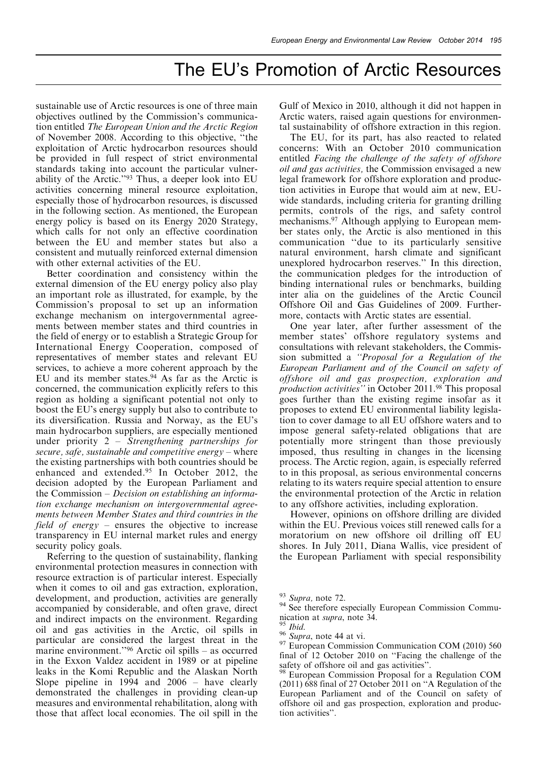sustainable use of Arctic resources is one of three main objectives outlined by the Commission's communication entitled *The European Union and the Arctic Region* of November 2008. According to this objective, "the exploitation of Arctic hydrocarbon resources should be provided in full respect of strict environmental standards taking into account the particular vulnerability of the Arctic."[93] Thus, a deeper look into EU activities concerning mineral resource exploitation, especially those of hydrocarbon resources, is discussed in the following section. As mentioned, the European energy policy is based on its Energy 2020 Strategy, which calls for not only an effective coordination between the EU and member states but also a consistent and mutually reinforced external dimension with other external activities of the EU.

Better coordination and consistency within the external dimension of the EU energy policy also play an important role as illustrated, for example, by the Commission's proposal to set up an information exchange mechanism on intergovernmental agreements between member states and third countries in the field of energy or to establish a Strategic Group for International Energy Cooperation, composed of representatives of member states and relevant EU services, to achieve a more coherent approach by the EU and its member states.[94] As far as the Arctic is concerned, the communication explicitly refers to this region as holding a significant potential not only to boost the EU's energy supply but also to contribute to its diversification. Russia and Norway, as the EU's main hydrocarbon suppliers, are especially mentioned under priority 2 – *Strengthening partnerships for secure, safe, sustainable and competitive energy* – where the existing partnerships with both countries should be enhanced and extended.[95] In October 2012, the decision adopted by the European Parliament and the Commission – *Decision on establishing an information exchange mechanism on intergovernmental agreements between Member States and third countries in the field of energy* – ensures the objective to increase transparency in EU internal market rules and energy security policy goals.

Referring to the question of sustainability, flanking environmental protection measures in connection with resource extraction is of particular interest. Especially when it comes to oil and gas extraction, exploration, development, and production, activities are generally accompanied by considerable, and often grave, direct and indirect impacts on the environment. Regarding oil and gas activities in the Arctic, oil spills in particular are considered the largest threat in the marine environment."[96] Arctic oil spills – as occurred in the Exxon Valdez accident in 1989 or at pipeline leaks in the Komi Republic and the Alaskan North Slope pipeline in 1994 and 2006 – have clearly demonstrated the challenges in providing clean-up measures and environmental rehabilitation, along with those that affect local economies. The oil spill in the Gulf of Mexico in 2010, although it did not happen in Arctic waters, raised again questions for environmental sustainability of offshore extraction in this region.

The EU, for its part, has also reacted to related concerns: With an October 2010 communication entitled *Facing the challenge of the safety of offshore oil and gas activities*, the Commission envisaged a new legal framework for offshore exploration and production activities in Europe that would aim at new, EU-wide standards, including criteria for granting drilling permits, controls of the rigs, and safety control mechanisms.[97] Although applying to European member states only, the Arctic is also mentioned in this communication "due to its particularly sensitive natural environment, harsh climate and significant unexplored hydrocarbon reserves." In this direction, the communication pledges for the introduction of binding international rules or benchmarks, building inter alia on the guidelines of the Arctic Council Offshore Oil and Gas Guidelines of 2009. Furthermore, contacts with Arctic states are essential.

One year later, after further assessment of the member states' offshore regulatory systems and consultations with relevant stakeholders, the Commission submitted a *"Proposal for a Regulation of the European Parliament and of the Council on safety of offshore oil and gas prospection, exploration and production activities"* in October 2011.[98] This proposal goes further than the existing regime insofar as it proposes to extend EU environmental liability legislation to cover damage to all EU offshore waters and to impose general safety-related obligations that are potentially more stringent than those previously imposed, thus resulting in changes in the licensing process. The Arctic region, again, is especially referred to in this proposal, as serious environmental concerns relating to its waters require special attention to ensure the environmental protection of the Arctic in relation to any offshore activities, including exploration.

However, opinions on offshore drilling are divided within the EU. Previous voices still renewed calls for a moratorium on new offshore oil drilling off EU shores. In July 2011, Diana Wallis, vice president of the European Parliament with special responsibility

---

[93] *Supra*, note 72.

[94] See therefore especially European Commission Communication at *supra*, note 34.

[95] *Ibid.*

[96] *Supra*, note 44 at vi.

[97] European Commission Communication COM (2010) 560 final of 12 October 2010 on "Facing the challenge of the safety of offshore oil and gas activities".

[98] European Commission Proposal for a Regulation COM (2011) 688 final of 27 October 2011 on "A Regulation of the European Parliament and of the Council on safety of offshore oil and gas prospection, exploration and production activities".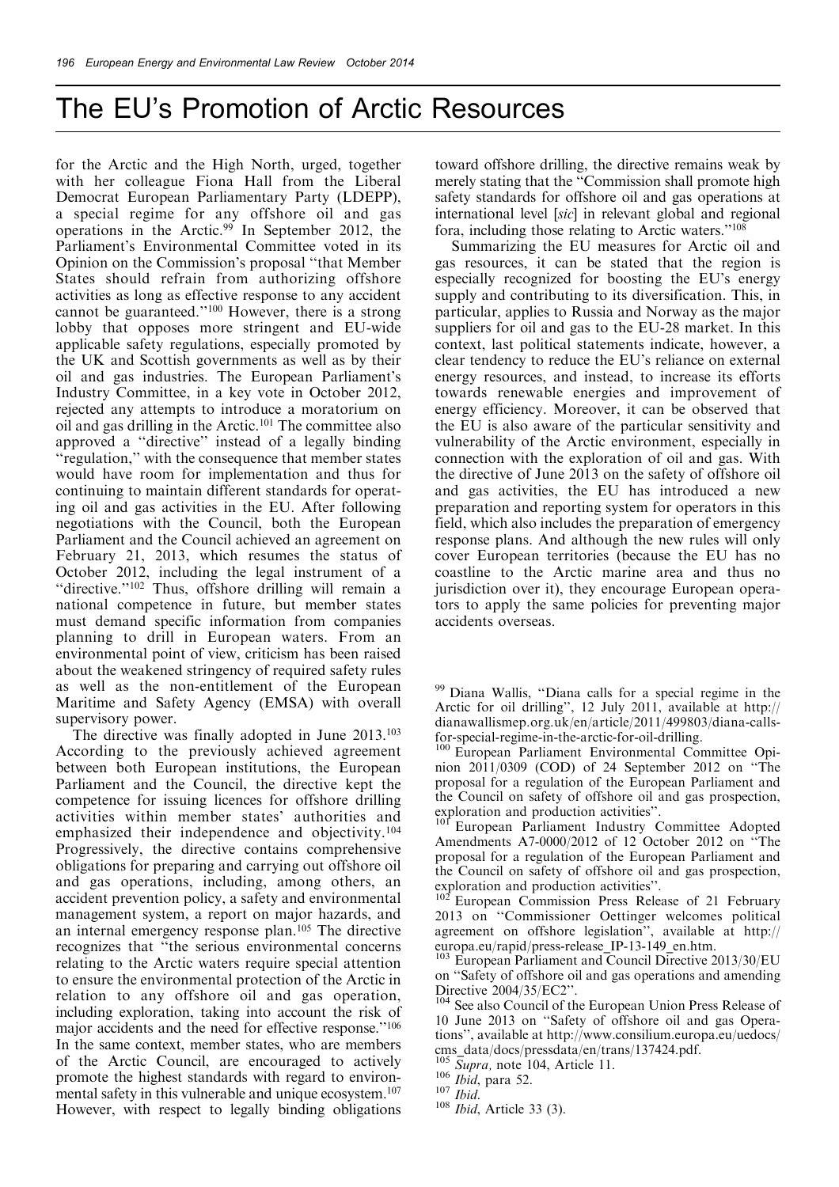for the Arctic and the High North, urged, together with her colleague Fiona Hall from the Liberal Democrat European Parliamentary Party (LDEPP), a special regime for any offshore oil and gas operations in the Arctic.[99] In September 2012, the Parliament's Environmental Committee voted in its Opinion on the Commission's proposal "that Member States should refrain from authorizing offshore activities as long as effective response to any accident cannot be guaranteed."[100] However, there is a strong lobby that opposes more stringent and EU-wide applicable safety regulations, especially promoted by the UK and Scottish governments as well as by their oil and gas industries. The European Parliament's Industry Committee, in a key vote in October 2012, rejected any attempts to introduce a moratorium on oil and gas drilling in the Arctic.[101] The committee also approved a "directive" instead of a legally binding "regulation," with the consequence that member states would have room for implementation and thus for continuing to maintain different standards for operating oil and gas activities in the EU. After following negotiations with the Council, both the European Parliament and the Council achieved an agreement on February 21, 2013, which resumes the status of October 2012, including the legal instrument of a "directive."[102] Thus, offshore drilling will remain a national competence in future, but member states must demand specific information from companies planning to drill in European waters. From an environmental point of view, criticism has been raised about the weakened stringency of required safety rules as well as the non-entitlement of the European Maritime and Safety Agency (EMSA) with overall supervisory power.

The directive was finally adopted in June 2013.[103] According to the previously achieved agreement between both European institutions, the European Parliament and the Council, the directive kept the competence for issuing licences for offshore drilling activities within member states' authorities and emphasized their independence and objectivity.[104] Progressively, the directive contains comprehensive obligations for preparing and carrying out offshore oil and gas operations, including, among others, an accident prevention policy, a safety and environmental management system, a report on major hazards, and an internal emergency response plan.[105] The directive recognizes that "the serious environmental concerns relating to the Arctic waters require special attention to ensure the environmental protection of the Arctic in relation to any offshore oil and gas operation, including exploration, taking into account the risk of major accidents and the need for effective response."[106] In the same context, member states, who are members of the Arctic Council, are encouraged to actively promote the highest standards with regard to environmental safety in this vulnerable and unique ecosystem.[107] However, with respect to legally binding obligations toward offshore drilling, the directive remains weak by merely stating that the "Commission shall promote high safety standards for offshore oil and gas operations at international level [*sic*] in relevant global and regional fora, including those relating to Arctic waters."[108]

Summarizing the EU measures for Arctic oil and gas resources, it can be stated that the region is especially recognized for boosting the EU's energy supply and contributing to its diversification. This, in particular, applies to Russia and Norway as the major suppliers for oil and gas to the EU-28 market. In this context, last political statements indicate, however, a clear tendency to reduce the EU's reliance on external energy resources, and instead, to increase its efforts towards renewable energies and improvement of energy efficiency. Moreover, it can be observed that the EU is also aware of the particular sensitivity and vulnerability of the Arctic environment, especially in connection with the exploration of oil and gas. With the directive of June 2013 on the safety of offshore oil and gas activities, the EU has introduced a new preparation and reporting system for operators in this field, which also includes the preparation of emergency response plans. And although the new rules will only cover European territories (because the EU has no coastline to the Arctic marine area and thus no jurisdiction over it), they encourage European operators to apply the same policies for preventing major accidents overseas.

[99] Diana Wallis, "Diana calls for a special regime in the Arctic for oil drilling", 12 July 2011, available at http://dianawallismep.org.uk/en/article/2011/499803/diana-calls-for-special-regime-in-the-arctic-for-oil-drilling.

[100] European Parliament Environmental Committee Opinion 2011/0309 (COD) of 24 September 2012 on "The proposal for a regulation of the European Parliament and the Council on safety of offshore oil and gas prospection, exploration and production activities".

[101] European Parliament Industry Committee Adopted Amendments A7-0000/2012 of 12 October 2012 on "The proposal for a regulation of the European Parliament and the Council on safety of offshore oil and gas prospection, exploration and production activities".

[102] European Commission Press Release of 21 February 2013 on "Commissioner Oettinger welcomes political agreement on offshore legislation", available at http://europa.eu/rapid/press-release_IP-13-149_en.htm.

[103] European Parliament and Council Directive 2013/30/EU on "Safety of offshore oil and gas operations and amending Directive 2004/35/EC2".

[104] See also Council of the European Union Press Release of 10 June 2013 on "Safety of offshore oil and gas Operations", available at http://www.consilium.europa.eu/uedocs/cms_data/docs/pressdata/en/trans/137424.pdf.

[105] *Supra*, note 104, Article 11.

[106] *Ibid*, para 52.

[107] *Ibid*.

[108] *Ibid*, Article 33 (3).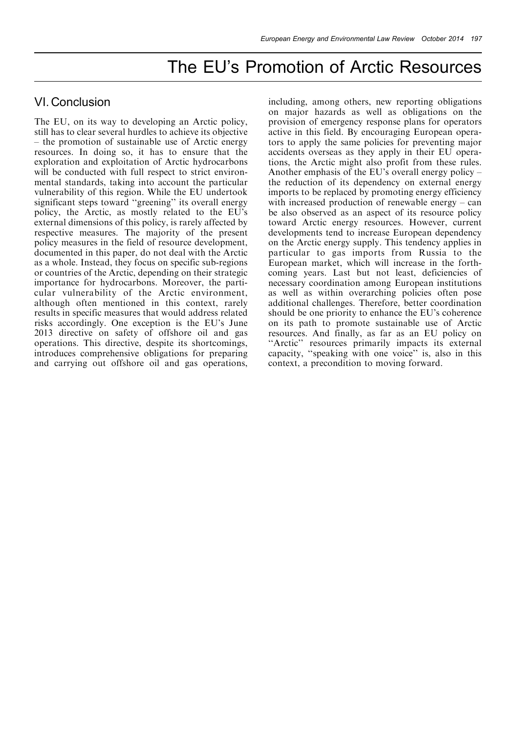## VI. Conclusion

The EU, on its way to developing an Arctic policy, still has to clear several hurdles to achieve its objective – the promotion of sustainable use of Arctic energy resources. In doing so, it has to ensure that the exploration and exploitation of Arctic hydrocarbons will be conducted with full respect to strict environmental standards, taking into account the particular vulnerability of this region. While the EU undertook significant steps toward "greening" its overall energy policy, the Arctic, as mostly related to the EU's external dimensions of this policy, is rarely affected by respective measures. The majority of the present policy measures in the field of resource development, documented in this paper, do not deal with the Arctic as a whole. Instead, they focus on specific sub-regions or countries of the Arctic, depending on their strategic importance for hydrocarbons. Moreover, the particular vulnerability of the Arctic environment, although often mentioned in this context, rarely results in specific measures that would address related risks accordingly. One exception is the EU's June 2013 directive on safety of offshore oil and gas operations. This directive, despite its shortcomings, introduces comprehensive obligations for preparing and carrying out offshore oil and gas operations, including, among others, new reporting obligations on major hazards as well as obligations on the provision of emergency response plans for operators active in this field. By encouraging European operators to apply the same policies for preventing major accidents overseas as they apply in their EU operations, the Arctic might also profit from these rules. Another emphasis of the EU's overall energy policy – the reduction of its dependency on external energy imports to be replaced by promoting energy efficiency with increased production of renewable energy – can be also observed as an aspect of its resource policy toward Arctic energy resources. However, current developments tend to increase European dependency on the Arctic energy supply. This tendency applies in particular to gas imports from Russia to the European market, which will increase in the forthcoming years. Last but not least, deficiencies of necessary coordination among European institutions as well as within overarching policies often pose additional challenges. Therefore, better coordination should be one priority to enhance the EU's coherence on its path to promote sustainable use of Arctic resources. And finally, as far as an EU policy on "Arctic" resources primarily impacts its external capacity, "speaking with one voice" is, also in this context, a precondition to moving forward.